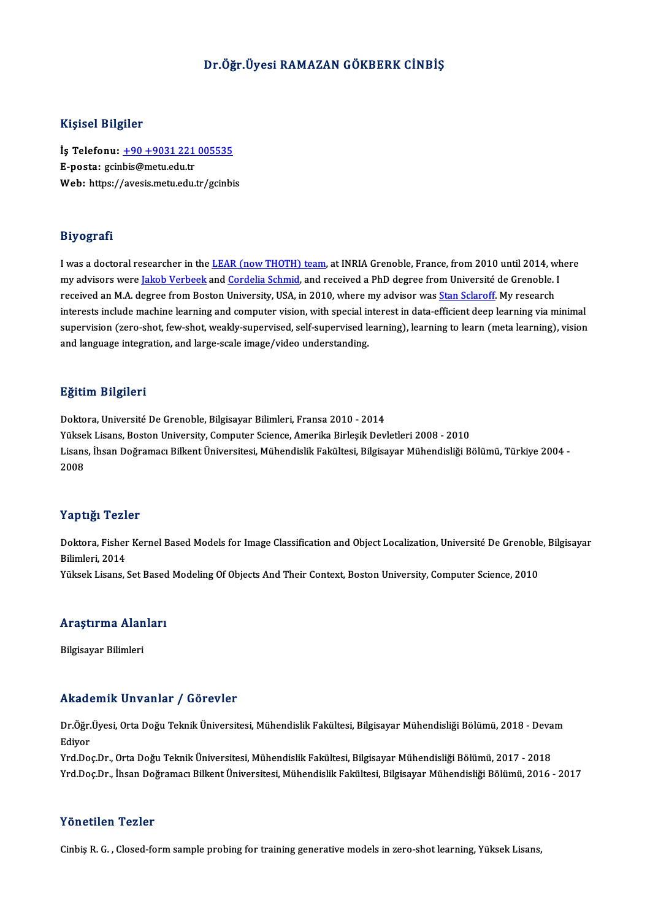# Dr.Öğr.Üyesi RAMAZAN GÖKBERK CİNBİŞ

## Kişisel Bilgiler

**İş Telefonu:** [+90 +9031 221 005535](tel:+90+9031221005535)
**E-posta:** gcinbis@metu.edu.tr
**Web:** https://avesis.metu.edu.tr/gcinbis

## Biyografi

I was a doctoral researcher in the [LEAR (now THOTH) team](), at INRIA Grenoble, France, from 2010 until 2014, where my advisors were [Jakob Verbeek]() and [Cordelia Schmid](), and received a PhD degree from Université de Grenoble. I received an M.A. degree from Boston University, USA, in 2010, where my advisor was [Stan Sclaroff](). My research interests include machine learning and computer vision, with special interest in data-efficient deep learning via minimal supervision (zero-shot, few-shot, weakly-supervised, self-supervised learning), learning to learn (meta learning), vision and language integration, and large-scale image/video understanding.

## Eğitim Bilgileri

Doktora, Université De Grenoble, Bilgisayar Bilimleri, Fransa 2010 - 2014
Yüksek Lisans, Boston University, Computer Science, Amerika Birleşik Devletleri 2008 - 2010
Lisans, İhsan Doğramacı Bilkent Üniversitesi, Mühendislik Fakültesi, Bilgisayar Mühendisliği Bölümü, Türkiye 2004 - 2008

## Yaptığı Tezler

Doktora, Fisher Kernel Based Models for Image Classification and Object Localization, Université De Grenoble, Bilgisayar Bilimleri, 2014
Yüksek Lisans, Set Based Modeling Of Objects And Their Context, Boston University, Computer Science, 2010

## Araştırma Alanları

Bilgisayar Bilimleri

## Akademik Unvanlar / Görevler

Dr.Öğr.Üyesi, Orta Doğu Teknik Üniversitesi, Mühendislik Fakültesi, Bilgisayar Mühendisliği Bölümü, 2018 - Devam Ediyor
Yrd.Doç.Dr., Orta Doğu Teknik Üniversitesi, Mühendislik Fakültesi, Bilgisayar Mühendisliği Bölümü, 2017 - 2018
Yrd.Doç.Dr., İhsan Doğramacı Bilkent Üniversitesi, Mühendislik Fakültesi, Bilgisayar Mühendisliği Bölümü, 2016 - 2017

## Yönetilen Tezler

Cinbiş R. G. , Closed-form sample probing for training generative models in zero-shot learning, Yüksek Lisans,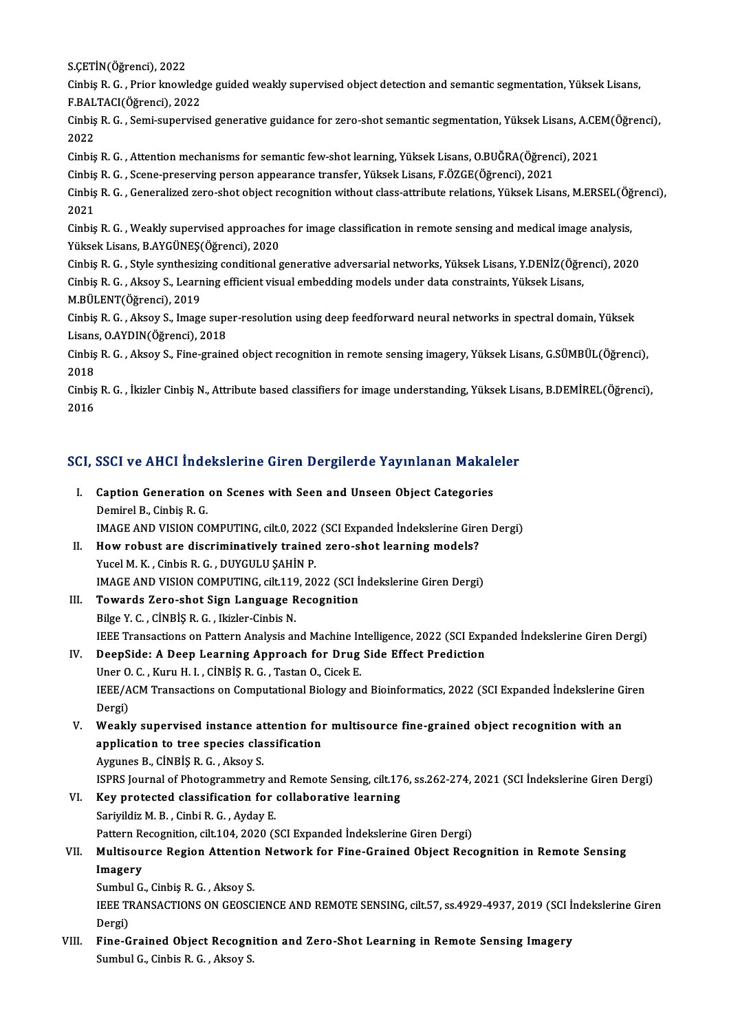S.ÇETİN(Öğrenci), 2022

Cinbiş R. G. , Prior knowledge guided weakly supervised object detection and semantic segmentation, Yüksek Lisans, F.BALTACI(Öğrenci), 2022

Cinbiş R. G. , Semi-supervised generative guidance for zero-shot semantic segmentation, Yüksek Lisans, A.CEM(Öğrenci), 2022

Cinbiş R. G. , Attention mechanisms for semantic few-shot learning, Yüksek Lisans, O.BUĞRA(Öğrenci), 2021

Cinbiş R. G. , Scene-preserving person appearance transfer, Yüksek Lisans, F.ÖZGE(Öğrenci), 2021

Cinbiş R. G. , Generalized zero-shot object recognition without class-attribute relations, Yüksek Lisans, M.ERSEL(Öğrenci), 2021

Cinbiş R. G. , Weakly supervised approaches for image classification in remote sensing and medical image analysis, Yüksek Lisans, B.AYGÜNEŞ(Öğrenci), 2020

Cinbiş R. G. , Style synthesizing conditional generative adversarial networks, Yüksek Lisans, Y.DENİZ(Öğrenci), 2020

Cinbiş R. G. , Aksoy S., Learning efficient visual embedding models under data constraints, Yüksek Lisans, M.BÜLENT(Öğrenci), 2019

Cinbiş R. G. , Aksoy S., Image super-resolution using deep feedforward neural networks in spectral domain, Yüksek Lisans, O.AYDIN(Öğrenci), 2018

Cinbiş R. G. , Aksoy S., Fine-grained object recognition in remote sensing imagery, Yüksek Lisans, G.SÜMBÜL(Öğrenci), 2018

Cinbiş R. G. , İkizler Cinbiş N., Attribute based classifiers for image understanding, Yüksek Lisans, B.DEMİREL(Öğrenci), 2016

## SCI, SSCI ve AHCI İndekslerine Giren Dergilerde Yayınlanan Makaleler

I. **Caption Generation on Scenes with Seen and Unseen Object Categories**
   Demirel B., Cinbiş R. G.
   IMAGE AND VISION COMPUTING, cilt.0, 2022 (SCI Expanded İndekslerine Giren Dergi)

II. **How robust are discriminatively trained zero-shot learning models?**
   Yucel M. K. , Cinbis R. G. , DUYGULU ŞAHİN P.
   IMAGE AND VISION COMPUTING, cilt.119, 2022 (SCI İndekslerine Giren Dergi)

III. **Towards Zero-shot Sign Language Recognition**
   Bilge Y. C. , CİNBİŞ R. G. , Ikizler-Cinbis N.
   IEEE Transactions on Pattern Analysis and Machine Intelligence, 2022 (SCI Expanded İndekslerine Giren Dergi)

IV. **DeepSide: A Deep Learning Approach for Drug Side Effect Prediction**
   Uner O. C. , Kuru H. I. , CİNBİŞ R. G. , Tastan O., Cicek E.
   IEEE/ACM Transactions on Computational Biology and Bioinformatics, 2022 (SCI Expanded İndekslerine Giren Dergi)

V. **Weakly supervised instance attention for multisource fine-grained object recognition with an application to tree species classification**
   Aygunes B., CİNBİŞ R. G. , Aksoy S.
   ISPRS Journal of Photogrammetry and Remote Sensing, cilt.176, ss.262-274, 2021 (SCI İndekslerine Giren Dergi)

VI. **Key protected classification for collaborative learning**
   Sariyildiz M. B. , Cinbi R. G. , Ayday E.
   Pattern Recognition, cilt.104, 2020 (SCI Expanded İndekslerine Giren Dergi)

VII. **Multisource Region Attention Network for Fine-Grained Object Recognition in Remote Sensing Imagery**
   Sumbul G., Cinbiş R. G. , Aksoy S.
   IEEE TRANSACTIONS ON GEOSCIENCE AND REMOTE SENSING, cilt.57, ss.4929-4937, 2019 (SCI İndekslerine Giren Dergi)

VIII. **Fine-Grained Object Recognition and Zero-Shot Learning in Remote Sensing Imagery**
   Sumbul G., Cinbis R. G. , Aksoy S.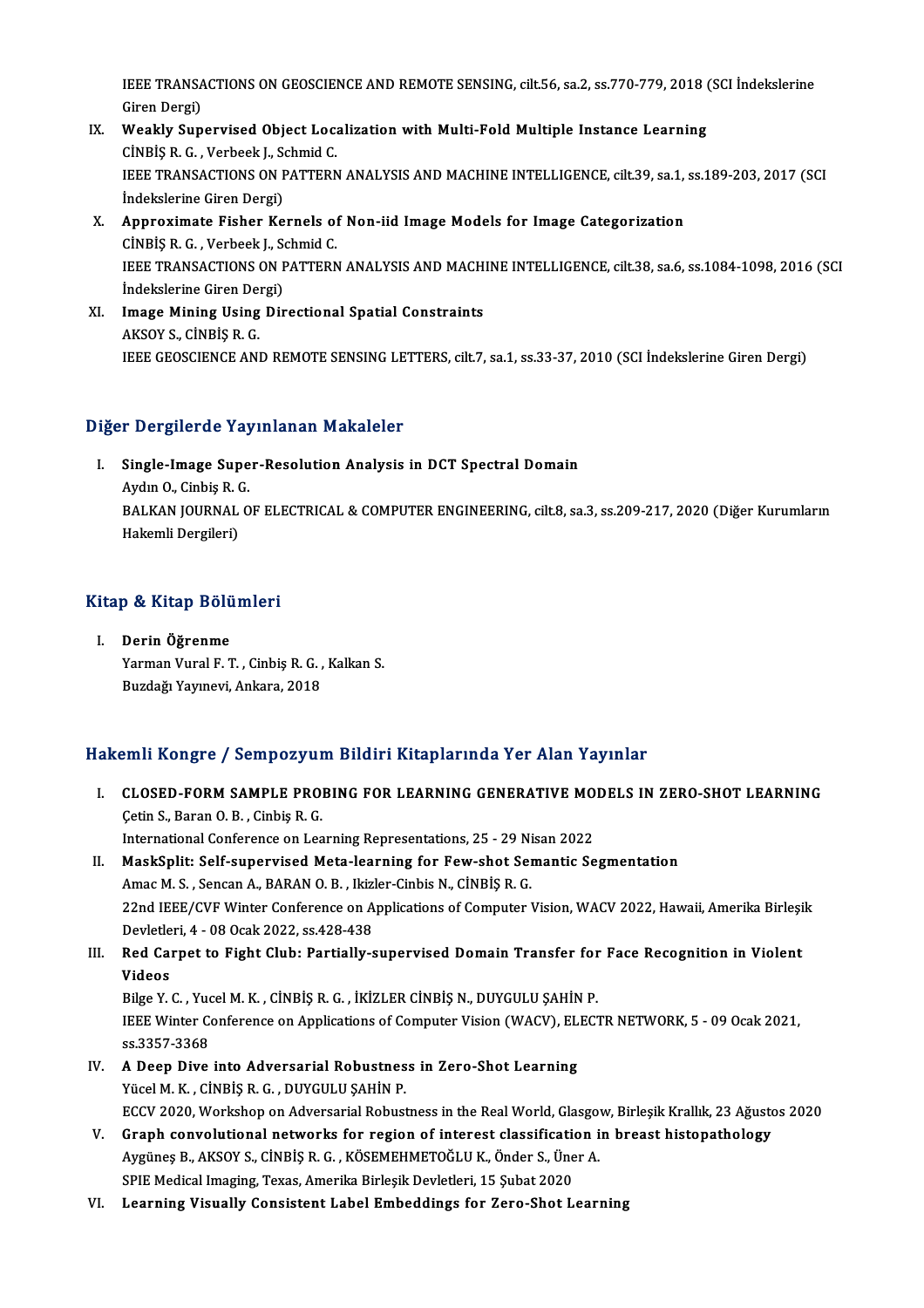IEEE TRANSACTIONS ON GEOSCIENCE AND REMOTE SENSING, cilt.56, sa.2, ss.770-779, 2018 (SCI İndekslerine Giren Dergi)

IX. **Weakly Supervised Object Localization with Multi-Fold Multiple Instance Learning**
CİNBİŞ R. G. , Verbeek J., Schmid C.
IEEE TRANSACTIONS ON PATTERN ANALYSIS AND MACHINE INTELLIGENCE, cilt.39, sa.1, ss.189-203, 2017 (SCI İndekslerine Giren Dergi)

X. **Approximate Fisher Kernels of Non-iid Image Models for Image Categorization**
CİNBİŞ R. G. , Verbeek J., Schmid C.
IEEE TRANSACTIONS ON PATTERN ANALYSIS AND MACHINE INTELLIGENCE, cilt.38, sa.6, ss.1084-1098, 2016 (SCI İndekslerine Giren Dergi)

XI. **Image Mining Using Directional Spatial Constraints**
AKSOY S., CİNBİŞ R. G.
IEEE GEOSCIENCE AND REMOTE SENSING LETTERS, cilt.7, sa.1, ss.33-37, 2010 (SCI İndekslerine Giren Dergi)

## Diğer Dergilerde Yayınlanan Makaleler

I. **Single-Image Super-Resolution Analysis in DCT Spectral Domain**
Aydın O., Cinbiş R. G.
BALKAN JOURNAL OF ELECTRICAL & COMPUTER ENGINEERING, cilt.8, sa.3, ss.209-217, 2020 (Diğer Kurumların Hakemli Dergileri)

## Kitap & Kitap Bölümleri

I. **Derin Öğrenme**
Yarman Vural F. T. , Cinbiş R. G. , Kalkan S.
Buzdağı Yayınevi, Ankara, 2018

## Hakemli Kongre / Sempozyum Bildiri Kitaplarında Yer Alan Yayınlar

I. **CLOSED-FORM SAMPLE PROBING FOR LEARNING GENERATIVE MODELS IN ZERO-SHOT LEARNING**
Çetin S., Baran O. B. , Cinbiş R. G.
International Conference on Learning Representations, 25 - 29 Nisan 2022

II. **MaskSplit: Self-supervised Meta-learning for Few-shot Semantic Segmentation**
Amac M. S. , Sencan A., BARAN O. B. , Ikizler-Cinbis N., CİNBİŞ R. G.
22nd IEEE/CVF Winter Conference on Applications of Computer Vision, WACV 2022, Hawaii, Amerika Birleşik Devletleri, 4 - 08 Ocak 2022, ss.428-438

III. **Red Carpet to Fight Club: Partially-supervised Domain Transfer for Face Recognition in Violent Videos**
Bilge Y. C. , Yucel M. K. , CİNBİŞ R. G. , İKİZLER CİNBİŞ N., DUYGULU ŞAHİN P.
IEEE Winter Conference on Applications of Computer Vision (WACV), ELECTR NETWORK, 5 - 09 Ocak 2021, ss.3357-3368

IV. **A Deep Dive into Adversarial Robustness in Zero-Shot Learning**
Yücel M. K. , CİNBİŞ R. G. , DUYGULU ŞAHİN P.
ECCV 2020, Workshop on Adversarial Robustness in the Real World, Glasgow, Birleşik Krallık, 23 Ağustos 2020

V. **Graph convolutional networks for region of interest classification in breast histopathology**
Aygüneş B., AKSOY S., CİNBİŞ R. G. , KÖSEMEHMETOĞLU K., Önder S., Üner A.
SPIE Medical Imaging, Texas, Amerika Birleşik Devletleri, 15 Şubat 2020

VI. **Learning Visually Consistent Label Embeddings for Zero-Shot Learning**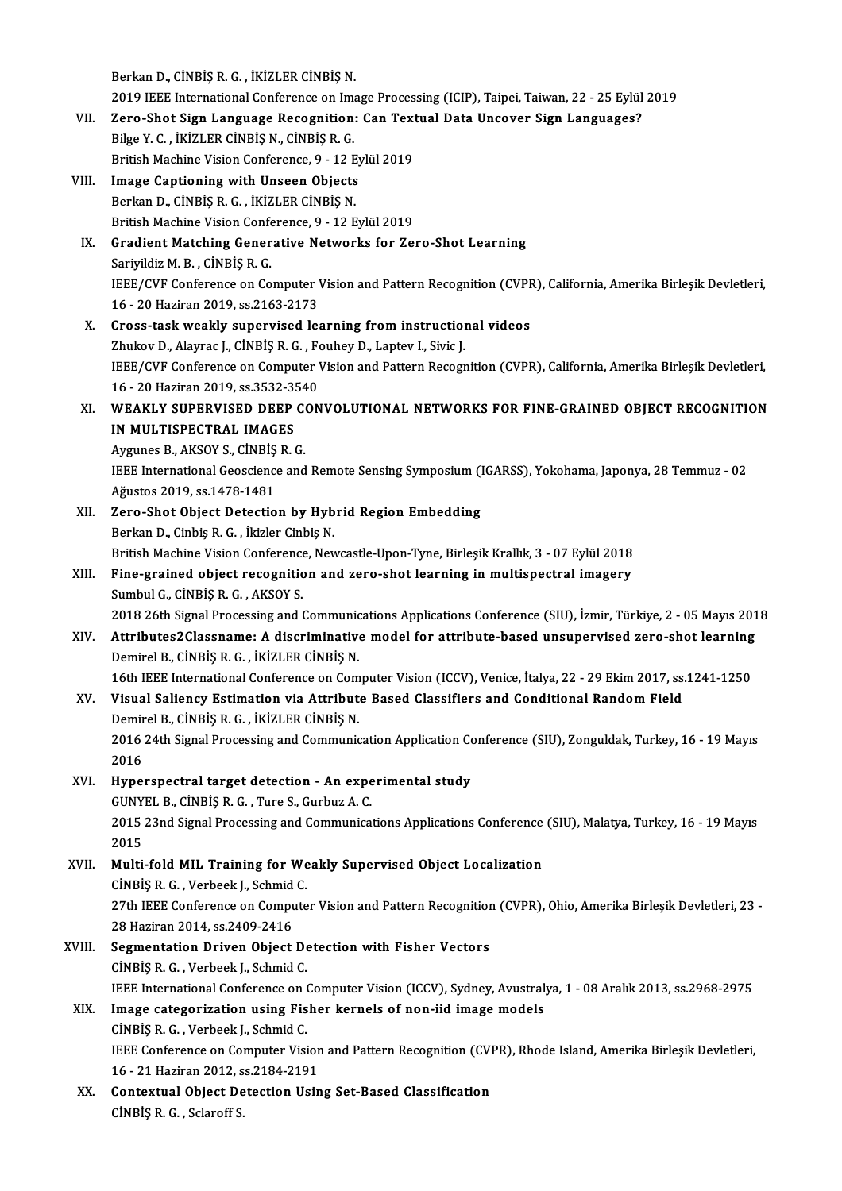Berkan D., CİNBİŞ R. G. , İKİZLER CİNBİŞ N.
2019 IEEE International Conference on Image Processing (ICIP), Taipei, Taiwan, 22 - 25 Eylül 2019

VII. **Zero-Shot Sign Language Recognition: Can Textual Data Uncover Sign Languages?**
Bilge Y. C. , İKİZLER CİNBİŞ N., CİNBİŞ R. G.
British Machine Vision Conference, 9 - 12 Eylül 2019

VIII. **Image Captioning with Unseen Objects**
Berkan D., CİNBİŞ R. G. , İKİZLER CİNBİŞ N.
British Machine Vision Conference, 9 - 12 Eylül 2019

IX. **Gradient Matching Generative Networks for Zero-Shot Learning**
Sariyildiz M. B. , CİNBİŞ R. G.
IEEE/CVF Conference on Computer Vision and Pattern Recognition (CVPR), California, Amerika Birleşik Devletleri, 16 - 20 Haziran 2019, ss.2163-2173

X. **Cross-task weakly supervised learning from instructional videos**
Zhukov D., Alayrac J., CİNBİŞ R. G. , Fouhey D., Laptev I., Sivic J.
IEEE/CVF Conference on Computer Vision and Pattern Recognition (CVPR), California, Amerika Birleşik Devletleri, 16 - 20 Haziran 2019, ss.3532-3540

XI. **WEAKLY SUPERVISED DEEP CONVOLUTIONAL NETWORKS FOR FINE-GRAINED OBJECT RECOGNITION IN MULTISPECTRAL IMAGES**
Aygunes B., AKSOY S., CİNBİŞ R. G.
IEEE International Geoscience and Remote Sensing Symposium (IGARSS), Yokohama, Japonya, 28 Temmuz - 02 Ağustos 2019, ss.1478-1481

XII. **Zero-Shot Object Detection by Hybrid Region Embedding**
Berkan D., Cinbiş R. G. , İkizler Cinbiş N.
British Machine Vision Conference, Newcastle-Upon-Tyne, Birleşik Krallık, 3 - 07 Eylül 2018

XIII. **Fine-grained object recognition and zero-shot learning in multispectral imagery**
Sumbul G., CİNBİŞ R. G. , AKSOY S.
2018 26th Signal Processing and Communications Applications Conference (SIU), İzmir, Türkiye, 2 - 05 Mayıs 2018

XIV. **Attributes2Classname: A discriminative model for attribute-based unsupervised zero-shot learning**
Demirel B., CİNBİŞ R. G. , İKİZLER CİNBİŞ N.
16th IEEE International Conference on Computer Vision (ICCV), Venice, İtalya, 22 - 29 Ekim 2017, ss.1241-1250

XV. **Visual Saliency Estimation via Attribute Based Classifiers and Conditional Random Field**
Demirel B., CİNBİŞ R. G. , İKİZLER CİNBİŞ N.
2016 24th Signal Processing and Communication Application Conference (SIU), Zonguldak, Turkey, 16 - 19 Mayıs 2016

XVI. **Hyperspectral target detection - An experimental study**
GUNYEL B., CİNBİŞ R. G. , Ture S., Gurbuz A. C.
2015 23nd Signal Processing and Communications Applications Conference (SIU), Malatya, Turkey, 16 - 19 Mayıs 2015

XVII. **Multi-fold MIL Training for Weakly Supervised Object Localization**
CİNBİŞ R. G. , Verbeek J., Schmid C.
27th IEEE Conference on Computer Vision and Pattern Recognition (CVPR), Ohio, Amerika Birleşik Devletleri, 23 - 28 Haziran 2014, ss.2409-2416

XVIII. **Segmentation Driven Object Detection with Fisher Vectors**
CİNBİŞ R. G. , Verbeek J., Schmid C.
IEEE International Conference on Computer Vision (ICCV), Sydney, Avustralya, 1 - 08 Aralık 2013, ss.2968-2975

XIX. **Image categorization using Fisher kernels of non-iid image models**
CİNBİŞ R. G. , Verbeek J., Schmid C.
IEEE Conference on Computer Vision and Pattern Recognition (CVPR), Rhode Island, Amerika Birleşik Devletleri, 16 - 21 Haziran 2012, ss.2184-2191

XX. **Contextual Object Detection Using Set-Based Classification**
CİNBİŞ R. G. , Sclaroff S.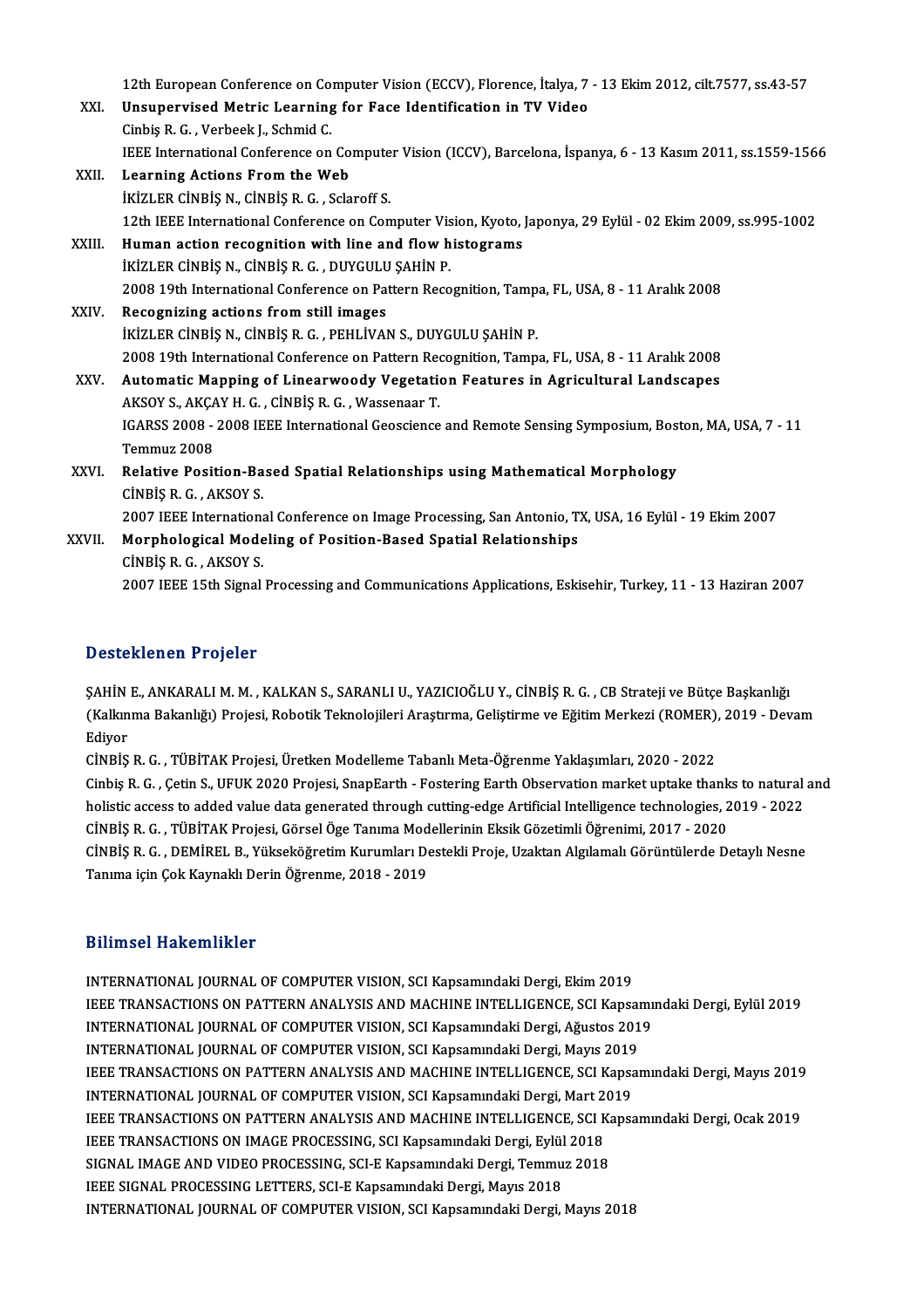12th European Conference on Computer Vision (ECCV), Florence, İtalya, 7 - 13 Ekim 2012, cilt.7577, ss.43-57

XXI. **Unsupervised Metric Learning for Face Identification in TV Video**
Cinbiş R. G. , Verbeek J., Schmid C.
IEEE International Conference on Computer Vision (ICCV), Barcelona, İspanya, 6 - 13 Kasım 2011, ss.1559-1566

XXII. **Learning Actions From the Web**
İKİZLER CİNBİŞ N., CİNBİŞ R. G. , Sclaroff S.
12th IEEE International Conference on Computer Vision, Kyoto, Japonya, 29 Eylül - 02 Ekim 2009, ss.995-1002

XXIII. **Human action recognition with line and flow histograms**
İKİZLER CİNBİŞ N., CİNBİŞ R. G. , DUYGULU ŞAHİN P.
2008 19th International Conference on Pattern Recognition, Tampa, FL, USA, 8 - 11 Aralık 2008

XXIV. **Recognizing actions from still images**
İKİZLER CİNBİŞ N., CİNBİŞ R. G. , PEHLİVAN S., DUYGULU ŞAHİN P.
2008 19th International Conference on Pattern Recognition, Tampa, FL, USA, 8 - 11 Aralık 2008

XXV. **Automatic Mapping of Linearwoody Vegetation Features in Agricultural Landscapes**
AKSOY S., AKÇAY H. G. , CİNBİŞ R. G. , Wassenaar T.
IGARSS 2008 - 2008 IEEE International Geoscience and Remote Sensing Symposium, Boston, MA, USA, 7 - 11 Temmuz 2008

XXVI. **Relative Position-Based Spatial Relationships using Mathematical Morphology**
CİNBİŞ R. G. , AKSOY S.
2007 IEEE International Conference on Image Processing, San Antonio, TX, USA, 16 Eylül - 19 Ekim 2007

XXVII. **Morphological Modeling of Position-Based Spatial Relationships**
CİNBİŞ R. G. , AKSOY S.
2007 IEEE 15th Signal Processing and Communications Applications, Eskisehir, Turkey, 11 - 13 Haziran 2007

## Desteklenen Projeler

ŞAHİN E., ANKARALI M. M. , KALKAN S., SARANLI U., YAZICIOĞLU Y., CİNBİŞ R. G. , CB Strateji ve Bütçe Başkanlığı (Kalkınma Bakanlığı) Projesi, Robotik Teknolojileri Araştırma, Geliştirme ve Eğitim Merkezi (ROMER), 2019 - Devam Ediyor

CİNBİŞ R. G. , TÜBİTAK Projesi, Üretken Modelleme Tabanlı Meta-Öğrenme Yaklaşımları, 2020 - 2022

Cinbiş R. G. , Çetin S., UFUK 2020 Projesi, SnapEarth - Fostering Earth Observation market uptake thanks to natural and holistic access to added value data generated through cutting-edge Artificial Intelligence technologies, 2019 - 2022

CİNBİŞ R. G. , TÜBİTAK Projesi, Görsel Öge Tanıma Modellerinin Eksik Gözetimli Öğrenimi, 2017 - 2020

CİNBİŞ R. G. , DEMİREL B., Yükseköğretim Kurumları Destekli Proje, Uzaktan Algılamalı Görüntülerde Detaylı Nesne Tanıma için Çok Kaynaklı Derin Öğrenme, 2018 - 2019

## Bilimsel Hakemlikler

INTERNATIONAL JOURNAL OF COMPUTER VISION, SCI Kapsamındaki Dergi, Ekim 2019
IEEE TRANSACTIONS ON PATTERN ANALYSIS AND MACHINE INTELLIGENCE, SCI Kapsamındaki Dergi, Eylül 2019
INTERNATIONAL JOURNAL OF COMPUTER VISION, SCI Kapsamındaki Dergi, Ağustos 2019
INTERNATIONAL JOURNAL OF COMPUTER VISION, SCI Kapsamındaki Dergi, Mayıs 2019
IEEE TRANSACTIONS ON PATTERN ANALYSIS AND MACHINE INTELLIGENCE, SCI Kapsamındaki Dergi, Mayıs 2019
INTERNATIONAL JOURNAL OF COMPUTER VISION, SCI Kapsamındaki Dergi, Mart 2019
IEEE TRANSACTIONS ON PATTERN ANALYSIS AND MACHINE INTELLIGENCE, SCI Kapsamındaki Dergi, Ocak 2019
IEEE TRANSACTIONS ON IMAGE PROCESSING, SCI Kapsamındaki Dergi, Eylül 2018
SIGNAL IMAGE AND VIDEO PROCESSING, SCI-E Kapsamındaki Dergi, Temmuz 2018
IEEE SIGNAL PROCESSING LETTERS, SCI-E Kapsamındaki Dergi, Mayıs 2018
INTERNATIONAL JOURNAL OF COMPUTER VISION, SCI Kapsamındaki Dergi, Mayıs 2018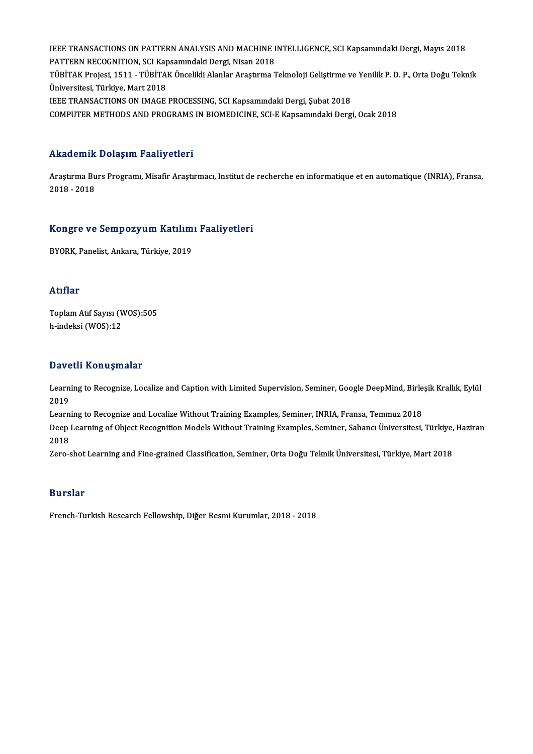IEEE TRANSACTIONS ON PATTERN ANALYSIS AND MACHINE INTELLIGENCE, SCI Kapsamındaki Dergi, Mayıs 2018
PATTERN RECOGNITION, SCI Kapsamındaki Dergi, Nisan 2018
TÜBİTAK Projesi, 1511 - TÜBİTAK Öncelikli Alanlar Araştırma Teknoloji Geliştirme ve Yenilik P. D. P., Orta Doğu Teknik Üniversitesi, Türkiye, Mart 2018
IEEE TRANSACTIONS ON IMAGE PROCESSING, SCI Kapsamındaki Dergi, Şubat 2018
COMPUTER METHODS AND PROGRAMS IN BIOMEDICINE, SCI-E Kapsamındaki Dergi, Ocak 2018

## Akademik Dolaşım Faaliyetleri

Araştırma Burs Programı, Misafir Araştırmacı, Institut de recherche en informatique et en automatique (INRIA), Fransa, 2018 - 2018

## Kongre ve Sempozyum Katılımı Faaliyetleri

BYORK, Panelist, Ankara, Türkiye, 2019

## Atıflar

Toplam Atıf Sayısı (WOS):505
h-indeksi (WOS):12

## Davetli Konuşmalar

Learning to Recognize, Localize and Caption with Limited Supervision, Seminer, Google DeepMind, Birleşik Krallık, Eylül 2019
Learning to Recognize and Localize Without Training Examples, Seminer, INRIA, Fransa, Temmuz 2018
Deep Learning of Object Recognition Models Without Training Examples, Seminer, Sabancı Üniversitesi, Türkiye, Haziran 2018
Zero-shot Learning and Fine-grained Classification, Seminer, Orta Doğu Teknik Üniversitesi, Türkiye, Mart 2018

## Burslar

French-Turkish Research Fellowship, Diğer Resmi Kurumlar, 2018 - 2018